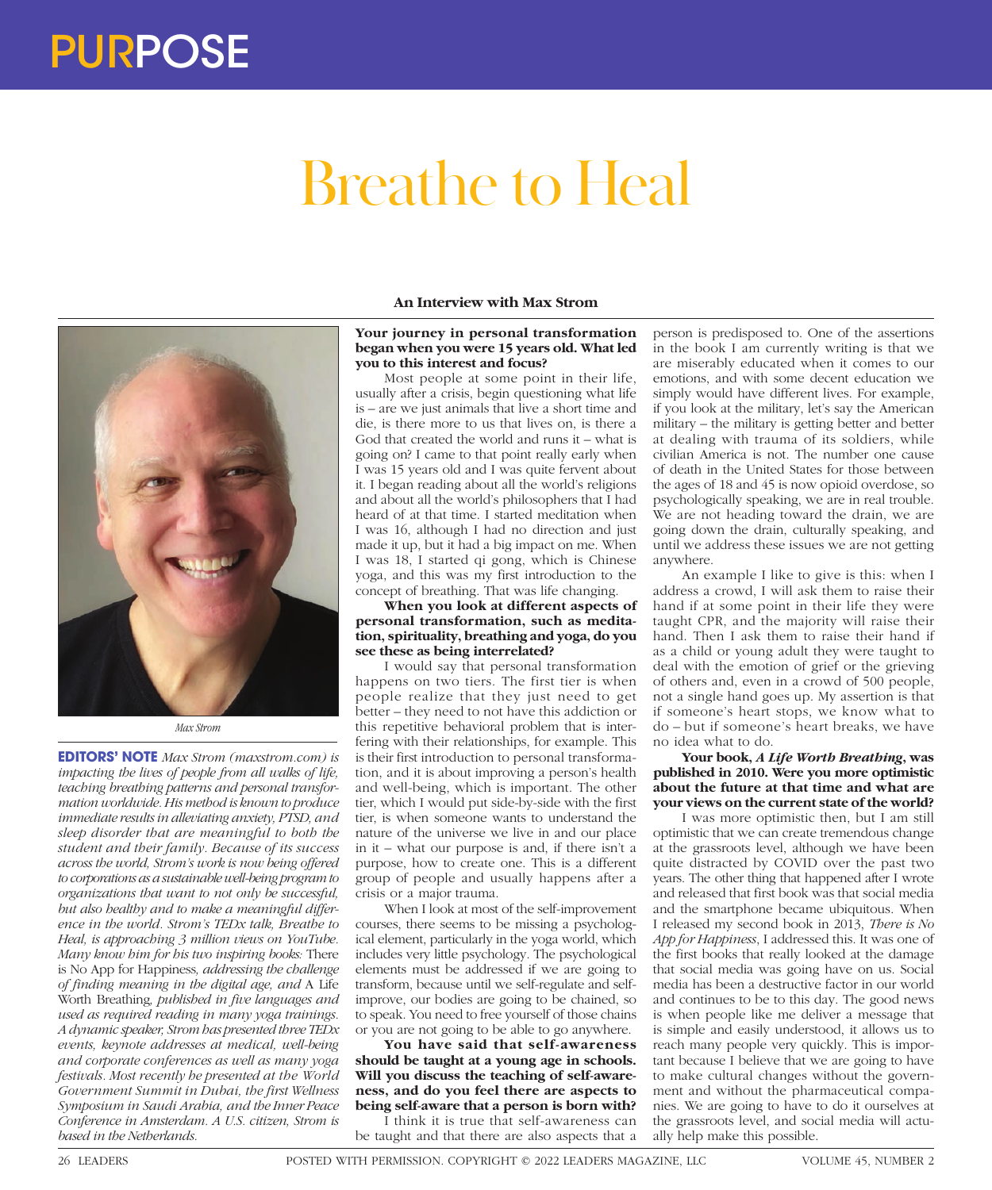# Breathe to Heal

**An Interview with Max Strom**

Max Strom

**EDITORS' NOTE** *Max Strom (maxstrom.com) is impacting the lives of people from all walks of life, teaching breathing patterns and personal transformation worldwide. His method is known to produce immediate results in alleviating anxiety, PTSD, and sleep disorder that are meaningful to both the student and their family. Because of its success across the world, Strom's work is now being offered to corporations as a sustainable well-being program to organizations that want to not only be successful, but also healthy and to make a meaningful difference in the world. Strom's TEDx talk, Breathe to Heal, is approaching 3 million views on YouTube. Many know him for his two inspiring books:* There is No App for Happiness, *addressing the challenge of finding meaning in the digital age, and* A Life Worth Breathing, *published in five languages and used as required reading in many yoga trainings. A dynamic speaker, Strom has presented three TEDx events, keynote addresses at medical, well-being and corporate conferences as well as many yoga festivals. Most recently he presented at the World Government Summit in Dubai, the first Wellness Symposium in Saudi Arabia, and the Inner Peace Conference in Amsterdam. A U.S. citizen, Strom is based in the Netherlands.*

**Your journey in personal transformation began when you were 15 years old. What led you to this interest and focus?**

Most people at some point in their life, usually after a crisis, begin questioning what life is – are we just animals that live a short time and die, is there more to us that lives on, is there a God that created the world and runs it – what is going on? I came to that point really early when I was 15 years old and I was quite fervent about it. I began reading about all the world's religions and about all the world's philosophers that I had heard of at that time. I started meditation when I was 16, although I had no direction and just made it up, but it had a big impact on me. When I was 18, I started qi gong, which is Chinese yoga, and this was my first introduction to the concept of breathing. That was life changing.

**When you look at different aspects of personal transformation, such as meditation, spirituality, breathing and yoga, do you see these as being interrelated?**

I would say that personal transformation happens on two tiers. The first tier is when people realize that they just need to get better – they need to not have this addiction or this repetitive behavioral problem that is interfering with their relationships, for example. This is their first introduction to personal transformation, and it is about improving a person's health and well-being, which is important. The other tier, which I would put side-by-side with the first tier, is when someone wants to understand the nature of the universe we live in and our place in it – what our purpose is and, if there isn't a purpose, how to create one. This is a different group of people and usually happens after a crisis or a major trauma.

When I look at most of the self-improvement courses, there seems to be missing a psychological element, particularly in the yoga world, which includes very little psychology. The psychological elements must be addressed if we are going to transform, because until we self-regulate and self-improve, our bodies are going to be chained, so to speak. You need to free yourself of those chains or you are not going to be able to go anywhere.

**You have said that self-awareness should be taught at a young age in schools. Will you discuss the teaching of self-awareness, and do you feel there are aspects to being self-aware that a person is born with?**

I think it is true that self-awareness can be taught and that there are also aspects that a person is predisposed to. One of the assertions in the book I am currently writing is that we are miserably educated when it comes to our emotions, and with some decent education we simply would have different lives. For example, if you look at the military, let's say the American military – the military is getting better and better at dealing with trauma of its soldiers, while civilian America is not. The number one cause of death in the United States for those between the ages of 18 and 45 is now opioid overdose, so psychologically speaking, we are in real trouble. We are not heading toward the drain, we are going down the drain, culturally speaking, and until we address these issues we are not getting anywhere.

An example I like to give is this: when I address a crowd, I will ask them to raise their hand if at some point in their life they were taught CPR, and the majority will raise their hand. Then I ask them to raise their hand if as a child or young adult they were taught to deal with the emotion of grief or the grieving of others and, even in a crowd of 500 people, not a single hand goes up. My assertion is that if someone's heart stops, we know what to do – but if someone's heart breaks, we have no idea what to do.

**Your book, *A Life Worth Breathing*, was published in 2010. Were you more optimistic about the future at that time and what are your views on the current state of the world?**

I was more optimistic then, but I am still optimistic that we can create tremendous change at the grassroots level, although we have been quite distracted by COVID over the past two years. The other thing that happened after I wrote and released that first book was that social media and the smartphone became ubiquitous. When I released my second book in 2013, *There is No App for Happiness*, I addressed this. It was one of the first books that really looked at the damage that social media was going have on us. Social media has been a destructive factor in our world and continues to be to this day. The good news is when people like me deliver a message that is simple and easily understood, it allows us to reach many people very quickly. This is important because I believe that we are going to have to make cultural changes without the government and without the pharmaceutical companies. We are going to have to do it ourselves at the grassroots level, and social media will actually help make this possible.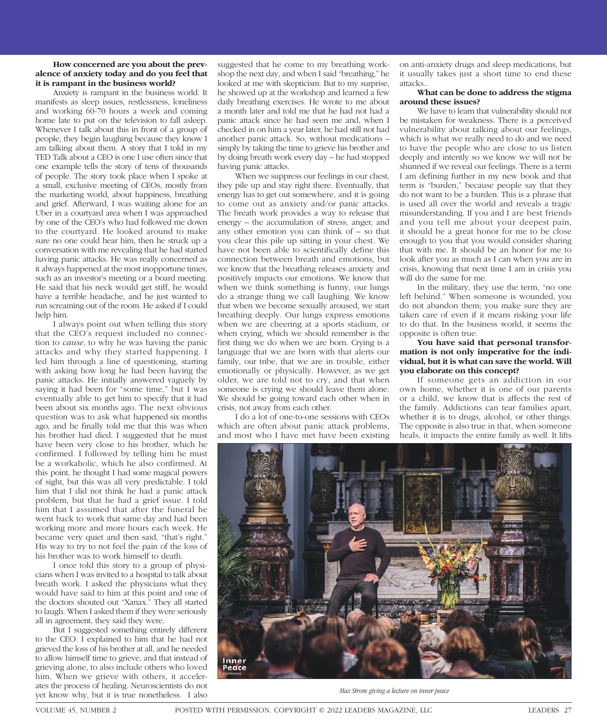**How concerned are you about the prevalence of anxiety today and do you feel that it is rampant in the business world?**

Anxiety is rampant in the business world. It manifests as sleep issues, restlessness, loneliness and working 60-70 hours a week and coming home late to put on the television to fall asleep. Whenever I talk about this in front of a group of people, they begin laughing because they know I am talking about them. A story that I told in my TED Talk about a CEO is one I use often since that one example tells the story of tens of thousands of people. The story took place when I spoke at a small, exclusive meeting of CEOs, mostly from the marketing world, about happiness, breathing and grief. Afterward, I was waiting alone for an Uber in a courtyard area when I was approached by one of the CEO's who had followed me down to the courtyard. He looked around to make sure no one could hear him, then he struck up a conversation with me revealing that he had started having panic attacks. He was really concerned as it always happened at the most inopportune times, such as an investor's meeting or a board meeting. He said that his neck would get stiff, he would have a terrible headache, and he just wanted to run screaming out of the room. He asked if I could help him.

I always point out when telling this story that the CEO's request included no connection to *cause*, to why he was having the panic attacks and why they started happening. I led him through a line of questioning, starting with asking how long he had been having the panic attacks. He initially answered vaguely by saying it had been for "some time," but I was eventually able to get him to specify that it had been about six months ago. The next obvious question was to ask what happened six months ago, and he finally told me that this was when his brother had died. I suggested that he must have been very close to his brother, which he confirmed. I followed by telling him he must be a workaholic, which he also confirmed. At this point, he thought I had some magical powers of sight, but this was all very predictable. I told him that I did not think he had a panic attack problem, but that he had a grief issue. I told him that I assumed that after the funeral he went back to work that same day and had been working more and more hours each week. He became very quiet and then said, "that's right." His way to try to not feel the pain of the loss of his brother was to work himself to death.

I once told this story to a group of physicians when I was invited to a hospital to talk about breath work. I asked the physicians what they would have said to him at this point and one of the doctors shouted out "Xanax." They all started to laugh. When I asked them if they were seriously all in agreement, they said they were.

But I suggested something entirely different to the CEO. I explained to him that he had not grieved the loss of his brother at all, and he needed to allow himself time to grieve, and that instead of grieving alone, to also include others who loved him. When we grieve with others, it accelerates the process of healing. Neuroscientists do not yet know why, but it is true nonetheless. I also suggested that he come to my breathing workshop the next day, and when I said "breathing," he looked at me with skepticism. But to my surprise, he showed up at the workshop and learned a few daily breathing exercises. He wrote to me about a month later and told me that he had not had a panic attack since he had seen me and, when I checked in on him a year later, he had still not had another panic attack. So, without medications – simply by taking the time to grieve his brother and by doing breath work every day – he had stopped having panic attacks.

When we suppress our feelings in our chest, they pile up and stay right there. Eventually, that energy has to get out somewhere, and it is going to come out as anxiety and/or panic attacks. The breath work provides a way to release that energy – the accumulation of stress, anger, and any other emotion you can think of – so that you clear this pile up sitting in your chest. We have not been able to scientifically define this connection between breath and emotions, but we know that the breathing releases anxiety and positively impacts our emotions. We know that when we think something is funny, our lungs do a strange thing we call laughing. We know that when we become sexually aroused, we start breathing deeply. Our lungs express emotions when we are cheering at a sports stadium, or when crying, which we should remember is the first thing we do when we are born. Crying is a language that we are born with that alerts our family, our tribe, that we are in trouble, either emotionally or physically. However, as we get older, we are told not to cry, and that when someone is crying we should leave them alone. We should be going toward each other when in crisis, not away from each other.

I do a lot of one-to-one sessions with CEOs which are often about panic attack problems, and most who I have met have been existing on anti-anxiety drugs and sleep medications, but it usually takes just a short time to end these attacks..

**What can be done to address the stigma around these issues?**

We have to learn that vulnerability should not be mistaken for weakness. There is a perceived vulnerability about talking about our feelings, which is what we really need to do and we need to have the people who are close to us listen deeply and intently so we know we will not be shunned if we reveal our feelings. There is a term I am defining further in my new book and that term is "burden," because people say that they do not want to be a burden. This is a phrase that is used all over the world and reveals a tragic misunderstanding. If you and I are best friends and you tell me about your deepest pain, it should be a great honor for me to be close enough to you that you would consider sharing that with me. It should be an honor for me to look after you as much as I can when you are in crisis, knowing that next time I am in crisis you will do the same for me.

In the military, they use the term, "no one left behind." When someone is wounded, you do not abandon them; you make sure they are taken care of even if it means risking your life to do that. In the business world, it seems the opposite is often true.

**You have said that personal transformation is not only imperative for the individual, but it is what can save the world. Will you elaborate on this concept?**

If someone gets an addiction in our own home, whether it is one of our parents or a child, we know that is affects the rest of the family. Addictions can tear families apart, whether it is to drugs, alcohol, or other things. The opposite is also true in that, when someone heals, it impacts the entire family as well. It lifts

*Max Strom giving a lecture on inner peace*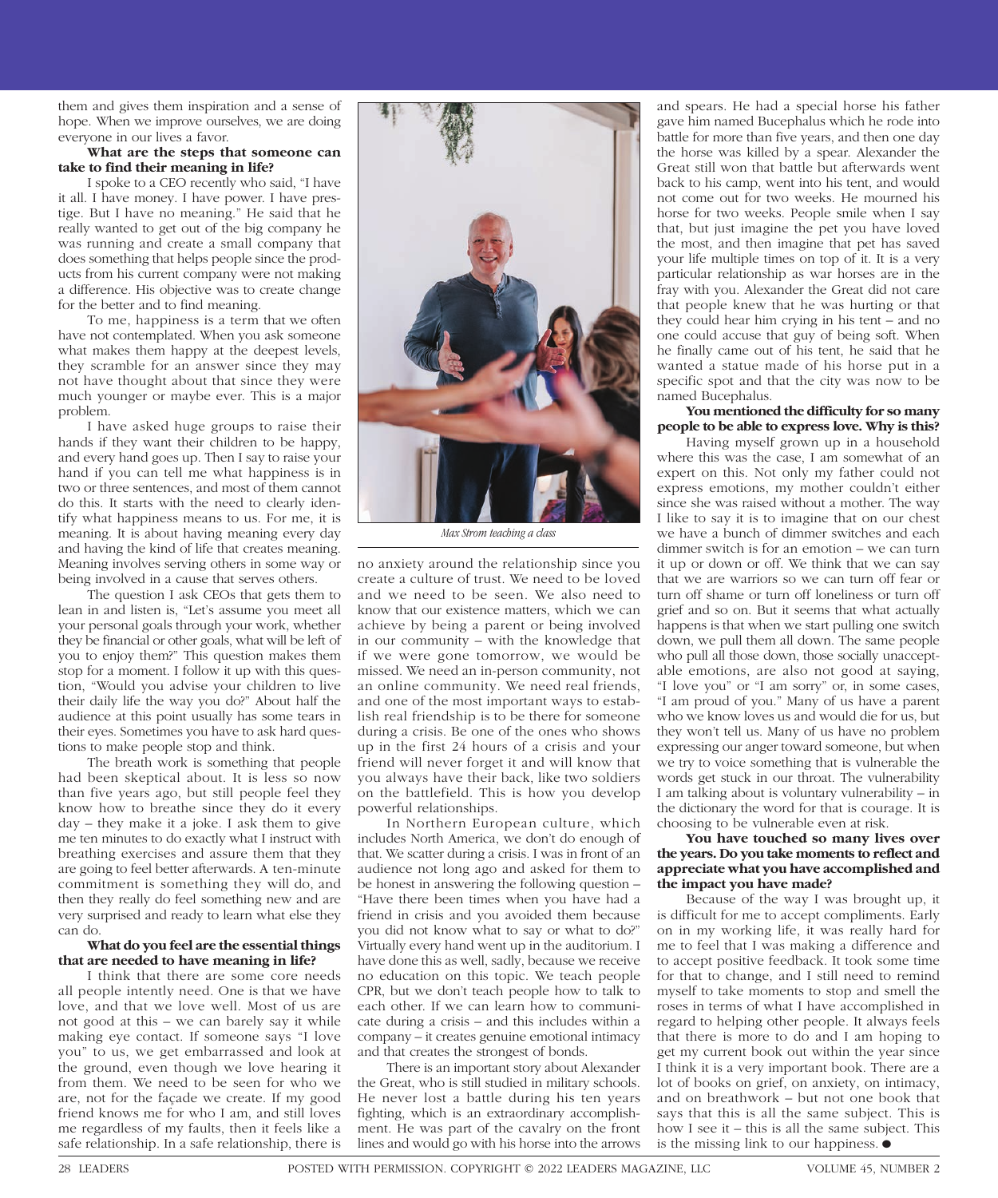them and gives them inspiration and a sense of hope. When we improve ourselves, we are doing everyone in our lives a favor.

**What are the steps that someone can take to find their meaning in life?**

I spoke to a CEO recently who said, "I have it all. I have money. I have power. I have prestige. But I have no meaning." He said that he really wanted to get out of the big company he was running and create a small company that does something that helps people since the products from his current company were not making a difference. His objective was to create change for the better and to find meaning.

To me, happiness is a term that we often have not contemplated. When you ask someone what makes them happy at the deepest levels, they scramble for an answer since they may not have thought about that since they were much younger or maybe ever. This is a major problem.

I have asked huge groups to raise their hands if they want their children to be happy, and every hand goes up. Then I say to raise your hand if you can tell me what happiness is in two or three sentences, and most of them cannot do this. It starts with the need to clearly identify what happiness means to us. For me, it is meaning. It is about having meaning every day and having the kind of life that creates meaning. Meaning involves serving others in some way or being involved in a cause that serves others.

The question I ask CEOs that gets them to lean in and listen is, "Let's assume you meet all your personal goals through your work, whether they be financial or other goals, what will be left of you to enjoy them?" This question makes them stop for a moment. I follow it up with this question, "Would you advise your children to live their daily life the way you do?" About half the audience at this point usually has some tears in their eyes. Sometimes you have to ask hard questions to make people stop and think.

The breath work is something that people had been skeptical about. It is less so now than five years ago, but still people feel they know how to breathe since they do it every day – they make it a joke. I ask them to give me ten minutes to do exactly what I instruct with breathing exercises and assure them that they are going to feel better afterwards. A ten-minute commitment is something they will do, and then they really do feel something new and are very surprised and ready to learn what else they can do.

**What do you feel are the essential things that are needed to have meaning in life?**

I think that there are some core needs all people intently need. One is that we have love, and that we love well. Most of us are not good at this – we can barely say it while making eye contact. If someone says "I love you" to us, we get embarrassed and look at the ground, even though we love hearing it from them. We need to be seen for who we are, not for the façade we create. If my good friend knows me for who I am, and still loves me regardless of my faults, then it feels like a safe relationship. In a safe relationship, there is no anxiety around the relationship since you create a culture of trust. We need to be loved and we need to be seen. We also need to know that our existence matters, which we can achieve by being a parent or being involved in our community – with the knowledge that if we were gone tomorrow, we would be missed. We need an in-person community, not an online community. We need real friends, and one of the most important ways to establish real friendship is to be there for someone during a crisis. Be one of the ones who shows up in the first 24 hours of a crisis and your friend will never forget it and will know that you always have their back, like two soldiers on the battlefield. This is how you develop powerful relationships.

*Max Strom teaching a class*

In Northern European culture, which includes North America, we don't do enough of that. We scatter during a crisis. I was in front of an audience not long ago and asked for them to be honest in answering the following question – "Have there been times when you have had a friend in crisis and you avoided them because you did not know what to say or what to do?" Virtually every hand went up in the auditorium. I have done this as well, sadly, because we receive no education on this topic. We teach people CPR, but we don't teach people how to talk to each other. If we can learn how to communicate during a crisis – and this includes within a company – it creates genuine emotional intimacy and that creates the strongest of bonds.

There is an important story about Alexander the Great, who is still studied in military schools. He never lost a battle during his ten years fighting, which is an extraordinary accomplishment. He was part of the cavalry on the front lines and would go with his horse into the arrows and spears. He had a special horse his father gave him named Bucephalus which he rode into battle for more than five years, and then one day the horse was killed by a spear. Alexander the Great still won that battle but afterwards went back to his camp, went into his tent, and would not come out for two weeks. He mourned his horse for two weeks. People smile when I say that, but just imagine the pet you have loved the most, and then imagine that pet has saved your life multiple times on top of it. It is a very particular relationship as war horses are in the fray with you. Alexander the Great did not care that people knew that he was hurting or that they could hear him crying in his tent – and no one could accuse that guy of being soft. When he finally came out of his tent, he said that he wanted a statue made of his horse put in a specific spot and that the city was now to be named Bucephalus.

**You mentioned the difficulty for so many people to be able to express love. Why is this?**

Having myself grown up in a household where this was the case, I am somewhat of an expert on this. Not only my father could not express emotions, my mother couldn't either since she was raised without a mother. The way I like to say it is to imagine that on our chest we have a bunch of dimmer switches and each dimmer switch is for an emotion – we can turn it up or down or off. We think that we can say that we are warriors so we can turn off fear or turn off shame or turn off loneliness or turn off grief and so on. But it seems that what actually happens is that when we start pulling one switch down, we pull them all down. The same people who pull all those down, those socially unacceptable emotions, are also not good at saying, "I love you" or "I am sorry" or, in some cases, "I am proud of you." Many of us have a parent who we know loves us and would die for us, but they won't tell us. Many of us have no problem expressing our anger toward someone, but when we try to voice something that is vulnerable the words get stuck in our throat. The vulnerability I am talking about is voluntary vulnerability – in the dictionary the word for that is courage. It is choosing to be vulnerable even at risk.

**You have touched so many lives over the years. Do you take moments to reflect and appreciate what you have accomplished and the impact you have made?**

Because of the way I was brought up, it is difficult for me to accept compliments. Early on in my working life, it was really hard for me to feel that I was making a difference and to accept positive feedback. It took some time for that to change, and I still need to remind myself to take moments to stop and smell the roses in terms of what I have accomplished in regard to helping other people. It always feels that there is more to do and I am hoping to get my current book out within the year since I think it is a very important book. There are a lot of books on grief, on anxiety, on intimacy, and on breathwork – but not one book that says that this is all the same subject. This is how I see it – this is all the same subject. This is the missing link to our happiness. ●

POSTED WITH PERMISSION. COPYRIGHT © 2022 LEADERS MAGAZINE, LLC